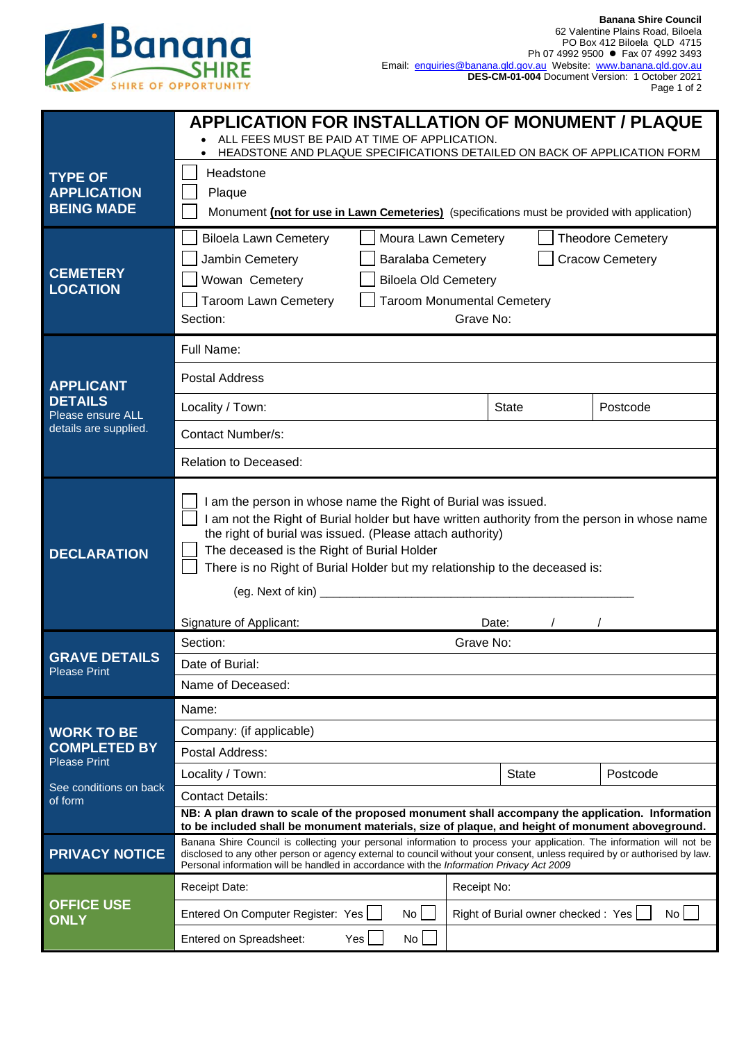**Banana Shire Council**
62 Valentine Plains Road, Biloela
PO Box 412 Biloela QLD 4715
Ph 07 4992 9500 ● Fax 07 4992 3493
Email: enquiries@banana.qld.gov.au Website: www.banana.qld.gov.au
**DES-CM-01-004** Document Version: 1 October 2021

# APPLICATION FOR INSTALLATION OF MONUMENT / PLAQUE

- ALL FEES MUST BE PAID AT TIME OF APPLICATION.
- HEADSTONE AND PLAQUE SPECIFICATIONS DETAILED ON BACK OF APPLICATION FORM

| | |
|---|---|
| **TYPE OF APPLICATION BEING MADE** | ☐ Headstone<br>☐ Plaque<br>☐ Monument **(not for use in Lawn Cemeteries)** (specifications must be provided with application) |
| **CEMETERY LOCATION** | ☐ Biloela Lawn Cemetery ☐ Moura Lawn Cemetery ☐ Theodore Cemetery<br>☐ Jambin Cemetery ☐ Baralaba Cemetery ☐ Cracow Cemetery<br>☐ Wowan Cemetery ☐ Biloela Old Cemetery<br>☐ Taroom Lawn Cemetery ☐ Taroom Monumental Cemetery<br>Section: Grave No: |
| **APPLICANT DETAILS** Please ensure ALL details are supplied. | Full Name:<br>Postal Address<br>Locality / Town: State Postcode<br>Contact Number/s:<br>Relation to Deceased: |
| **DECLARATION** | ☐ I am the person in whose name the Right of Burial was issued.<br>☐ I am not the Right of Burial holder but have written authority from the person in whose name the right of burial was issued. (Please attach authority)<br>☐ The deceased is the Right of Burial Holder<br>☐ There is no Right of Burial Holder but my relationship to the deceased is:<br>(eg. Next of kin) ______________________________________________<br>Signature of Applicant: Date: / / |
| **GRAVE DETAILS** Please Print | Section: Grave No:<br>Date of Burial:<br>Name of Deceased: |
| **WORK TO BE COMPLETED BY** Please Print<br>See conditions on back of form | Name:<br>Company: (if applicable)<br>Postal Address:<br>Locality / Town: State Postcode<br>Contact Details:<br>**NB: A plan drawn to scale of the proposed monument shall accompany the application. Information to be included shall be monument materials, size of plaque, and height of monument aboveground.** |
| **PRIVACY NOTICE** | Banana Shire Council is collecting your personal information to process your application. The information will not be disclosed to any other person or agency external to council without your consent, unless required by or authorised by law. Personal information will be handled in accordance with the *Information Privacy Act 2009* |
| **OFFICE USE ONLY** | Receipt Date: Receipt No:<br>Entered On Computer Register: Yes ☐ No ☐ Right of Burial owner checked : Yes ☐ No ☐<br>Entered on Spreadsheet: Yes ☐ No ☐ |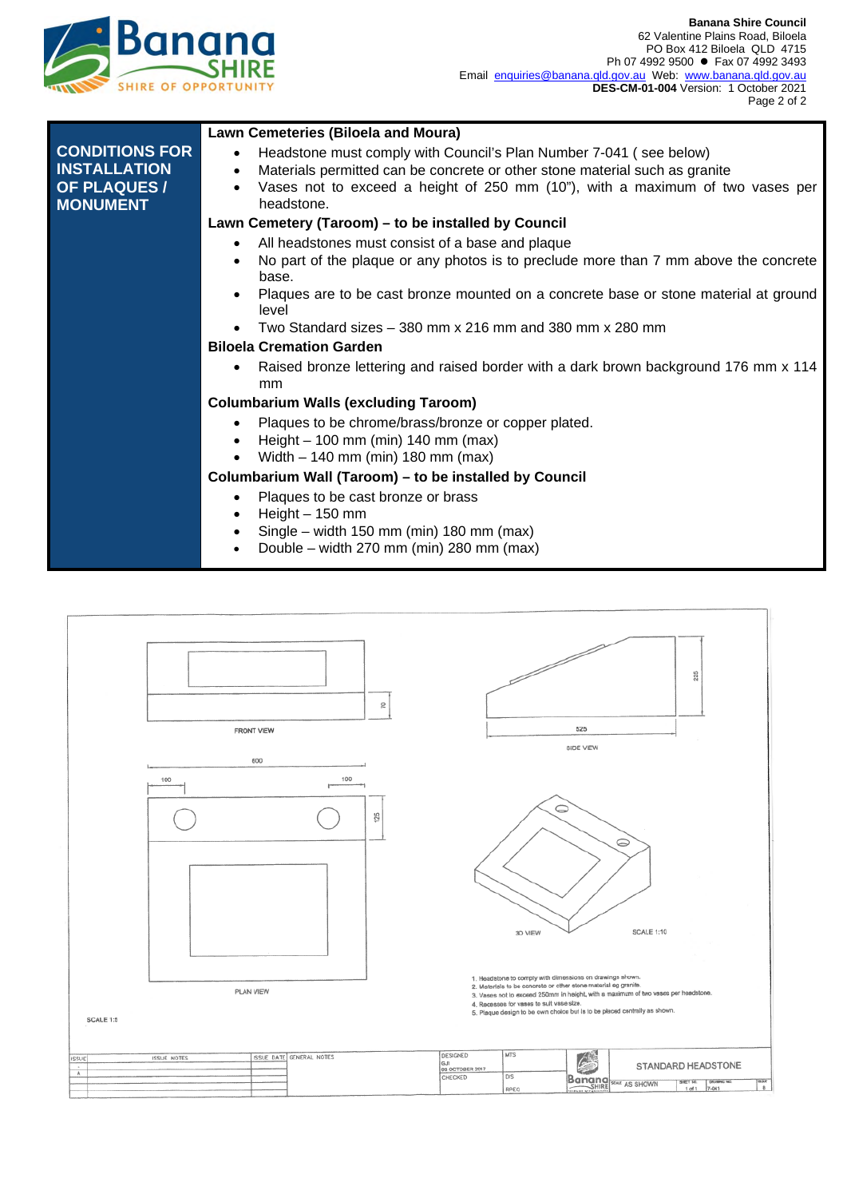## CONDITIONS FOR INSTALLATION OF PLAQUES / MONUMENT

**Lawn Cemeteries (Biloela and Moura)**

- Headstone must comply with Council's Plan Number 7-041 ( see below)
- Materials permitted can be concrete or other stone material such as granite
- Vases not to exceed a height of 250 mm (10"), with a maximum of two vases per headstone.

**Lawn Cemetery (Taroom) – to be installed by Council**

- All headstones must consist of a base and plaque
- No part of the plaque or any photos is to preclude more than 7 mm above the concrete base.
- Plaques are to be cast bronze mounted on a concrete base or stone material at ground level
- Two Standard sizes – 380 mm x 216 mm and 380 mm x 280 mm

**Biloela Cremation Garden**

- Raised bronze lettering and raised border with a dark brown background 176 mm x 114 mm

**Columbarium Walls (excluding Taroom)**

- Plaques to be chrome/brass/bronze or copper plated.
- Height – 100 mm (min) 140 mm (max)
- Width – 140 mm (min) 180 mm (max)

**Columbarium Wall (Taroom) – to be installed by Council**

- Plaques to be cast bronze or brass
- Height – 150 mm
- Single – width 150 mm (min) 180 mm (max)
- Double – width 270 mm (min) 280 mm (max)

FRONT VIEW

70

600

100

100

125

PLAN VIEW

SCALE 1:5

225

525

SIDE VIEW

3D VIEW

SCALE 1:10

1. Headstone to comply with dimensions on drawings shown.
2. Materials to be concrete or other stone material eg granite.
3. Vases not to exceed 250mm in height, with a maximum of two vases per headstone.
4. Recesses for vases to suit vase size.
5. Plaque design to be own choice but is to be placed centrally as shown.

| ISSUE | ISSUE NOTES | ISSUE DATE | GENERAL NOTES | DESIGNED | MTS | | STANDARD HEADSTONE |
|---|---|---|---|---|---|---|---|
| A | | | | GJI 03 OCTOBER 2017 | | | |
| | | | | CHECKED | DIS | | SCALE AS SHOWN, SHEET NO. 1 of 1, DRAWING NO. 7-041, ISSUE B |
| | | | | | RPEQ | | |